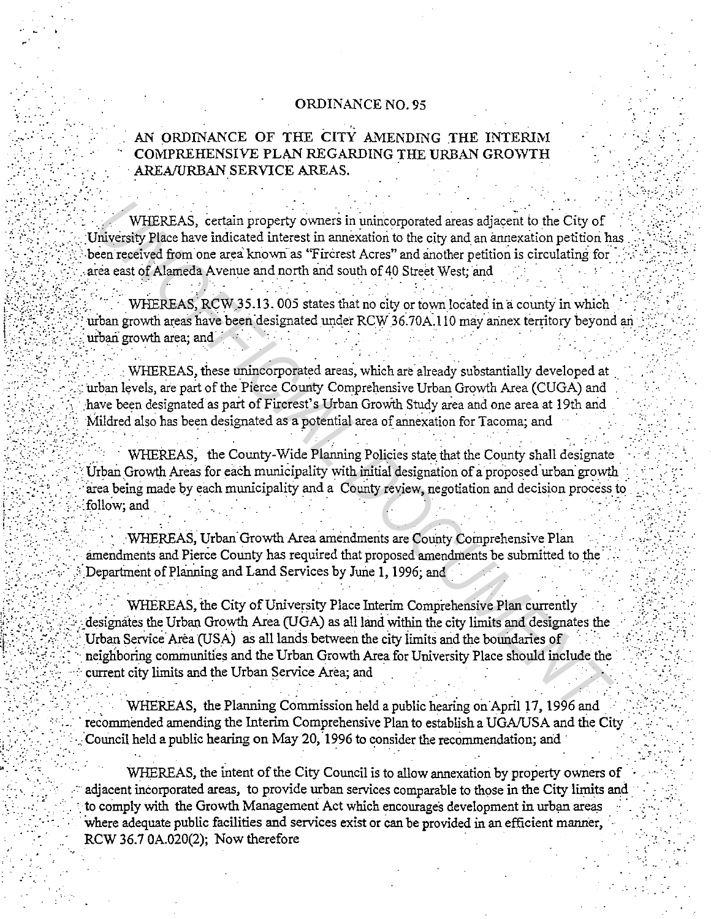# ORDINANCE NO. 95

## AN ORDINANCE OF THE CITY AMENDING THE INTERIM COMPREHENSIVE PLAN REGARDING THE URBAN GROWTH AREA/URBAN SERVICE AREAS.

WHEREAS, certain property owners in unincorporated areas adjacent to the City of University Place have indicated interest in annexation to the city and an annexation petition has been received from one area known as "Fircrest Acres" and another petition is circulating for area east of Alameda Avenue and north and south of 40 Street West; and

WHEREAS, RCW 35.13. 005 states that no city or town located in a county in which urban growth areas have been designated under RCW 36.70A.110 may annex territory beyond an urban growth area; and

WHEREAS, these unincorporated areas, which are already substantially developed at urban levels, are part of the Pierce County Comprehensive Urban Growth Area (CUGA) and have been designated as part of Fircrest's Urban Growth Study area and one area at 19th and Mildred also has been designated as a potential area of annexation for Tacoma; and

WHEREAS, the County-Wide Planning Policies state that the County shall designate Urban Growth Areas for each municipality with initial designation of a proposed urban growth area being made by each municipality and a County review, negotiation and decision process to follow; and

WHEREAS, Urban Growth Area amendments are County Comprehensive Plan amendments and Pierce County has required that proposed amendments be submitted to the Department of Planning and Land Services by June 1, 1996; and

WHEREAS, the City of University Place Interim Comprehensive Plan currently designates the Urban Growth Area (UGA) as all land within the city limits and designates the Urban Service Area (USA) as all lands between the city limits and the boundaries of neighboring communities and the Urban Growth Area for University Place should include the current city limits and the Urban Service Area; and

WHEREAS, the Planning Commission held a public hearing on April 17, 1996 and recommended amending the Interim Comprehensive Plan to establish a UGA/USA and the City Council held a public hearing on May 20, 1996 to consider the recommendation; and

WHEREAS, the intent of the City Council is to allow annexation by property owners of adjacent incorporated areas, to provide urban services comparable to those in the City limits and to comply with the Growth Management Act which encourages development in urban areas where adequate public facilities and services exist or can be provided in an efficient manner, RCW 36.7 0A.020(2); Now therefore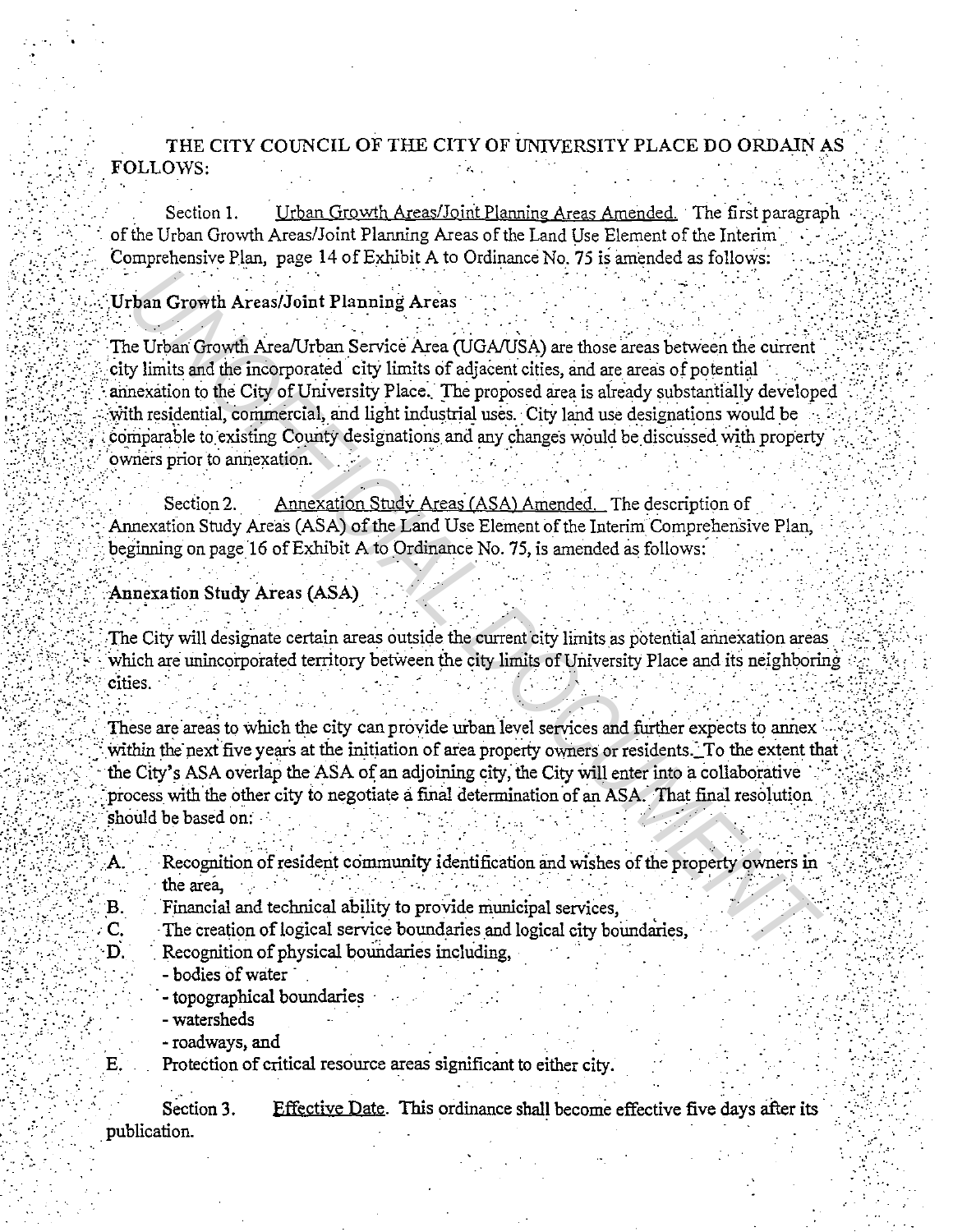THE CITY COUNCIL OF THE CITY OF UNIVERSITY PLACE DO ORDAIN AS FOLLOWS:

Section 1. Urban Growth Areas/Joint Planning Areas Amended. The first paragraph of the Urban Growth Areas/Joint Planning Areas of the Land Use Element of the Interim Comprehensive Plan, page 14 of Exhibit A to Ordinance No. 75 is amended as follows:

**Urban Growth Areas/Joint Planning Areas**

The Urban Growth Area/Urban Service Area (UGA/USA) are those areas between the current city limits and the incorporated city limits of adjacent cities, and are areas of potential annexation to the City of University Place. The proposed area is already substantially developed with residential, commercial, and light industrial uses. City land use designations would be comparable to existing County designations and any changes would be discussed with property owners prior to annexation.

Section 2. Annexation Study Areas (ASA) Amended. The description of Annexation Study Areas (ASA) of the Land Use Element of the Interim Comprehensive Plan, beginning on page 16 of Exhibit A to Ordinance No. 75, is amended as follows:

**Annexation Study Areas (ASA)**

The City will designate certain areas outside the current city limits as potential annexation areas which are unincorporated territory between the city limits of University Place and its neighboring cities.

These are areas to which the city can provide urban level services and further expects to annex within the next five years at the initiation of area property owners or residents. To the extent that the City's ASA overlap the ASA of an adjoining city, the City will enter into a collaborative process with the other city to negotiate a final determination of an ASA. That final resolution should be based on:

A. Recognition of resident community identification and wishes of the property owners in the area,
B. Financial and technical ability to provide municipal services,
C. The creation of logical service boundaries and logical city boundaries,
D. Recognition of physical boundaries including,
   - bodies of water
   - topographical boundaries
   - watersheds
   - roadways, and
E. Protection of critical resource areas significant to either city.

Section 3. Effective Date. This ordinance shall become effective five days after its publication.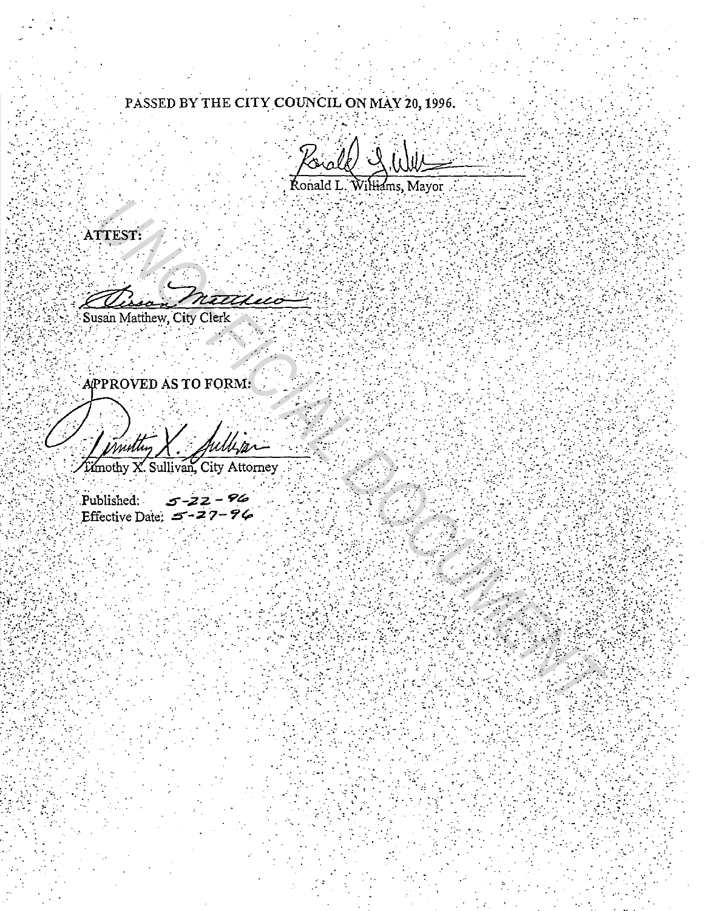PASSED BY THE CITY COUNCIL ON MAY 20, 1996.

Ronald L. Williams, Mayor

ATTEST:

Susan Matthew, City Clerk

APPROVED AS TO FORM:

Timothy X. Sullivan, City Attorney

Published: 5-22-96
Effective Date: 5-27-96